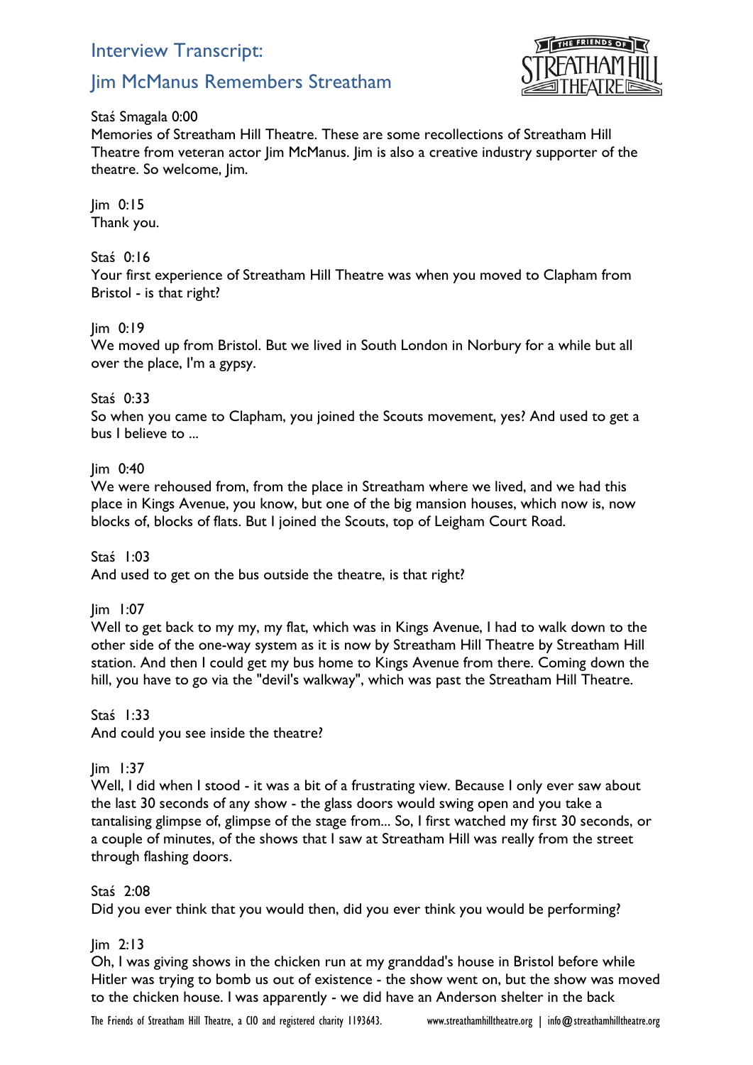# Interview Transcript:

## Jim McManus Remembers Streatham

Staś Smagala 0:00
Memories of Streatham Hill Theatre. These are some recollections of Streatham Hill Theatre from veteran actor Jim McManus. Jim is also a creative industry supporter of the theatre. So welcome, Jim.

Jim 0:15
Thank you.

Staś 0:16
Your first experience of Streatham Hill Theatre was when you moved to Clapham from Bristol - is that right?

Jim 0:19
We moved up from Bristol. But we lived in South London in Norbury for a while but all over the place, I'm a gypsy.

Staś 0:33
So when you came to Clapham, you joined the Scouts movement, yes? And used to get a bus I believe to ...

Jim 0:40
We were rehoused from, from the place in Streatham where we lived, and we had this place in Kings Avenue, you know, but one of the big mansion houses, which now is, now blocks of, blocks of flats. But I joined the Scouts, top of Leigham Court Road.

Staś 1:03
And used to get on the bus outside the theatre, is that right?

Jim 1:07
Well to get back to my my, my flat, which was in Kings Avenue, I had to walk down to the other side of the one-way system as it is now by Streatham Hill Theatre by Streatham Hill station. And then I could get my bus home to Kings Avenue from there. Coming down the hill, you have to go via the "devil's walkway", which was past the Streatham Hill Theatre.

Staś 1:33
And could you see inside the theatre?

Jim 1:37
Well, I did when I stood - it was a bit of a frustrating view. Because I only ever saw about the last 30 seconds of any show - the glass doors would swing open and you take a tantalising glimpse of, glimpse of the stage from... So, I first watched my first 30 seconds, or a couple of minutes, of the shows that I saw at Streatham Hill was really from the street through flashing doors.

Staś 2:08
Did you ever think that you would then, did you ever think you would be performing?

Jim 2:13
Oh, I was giving shows in the chicken run at my granddad's house in Bristol before while Hitler was trying to bomb us out of existence - the show went on, but the show was moved to the chicken house. I was apparently - we did have an Anderson shelter in the back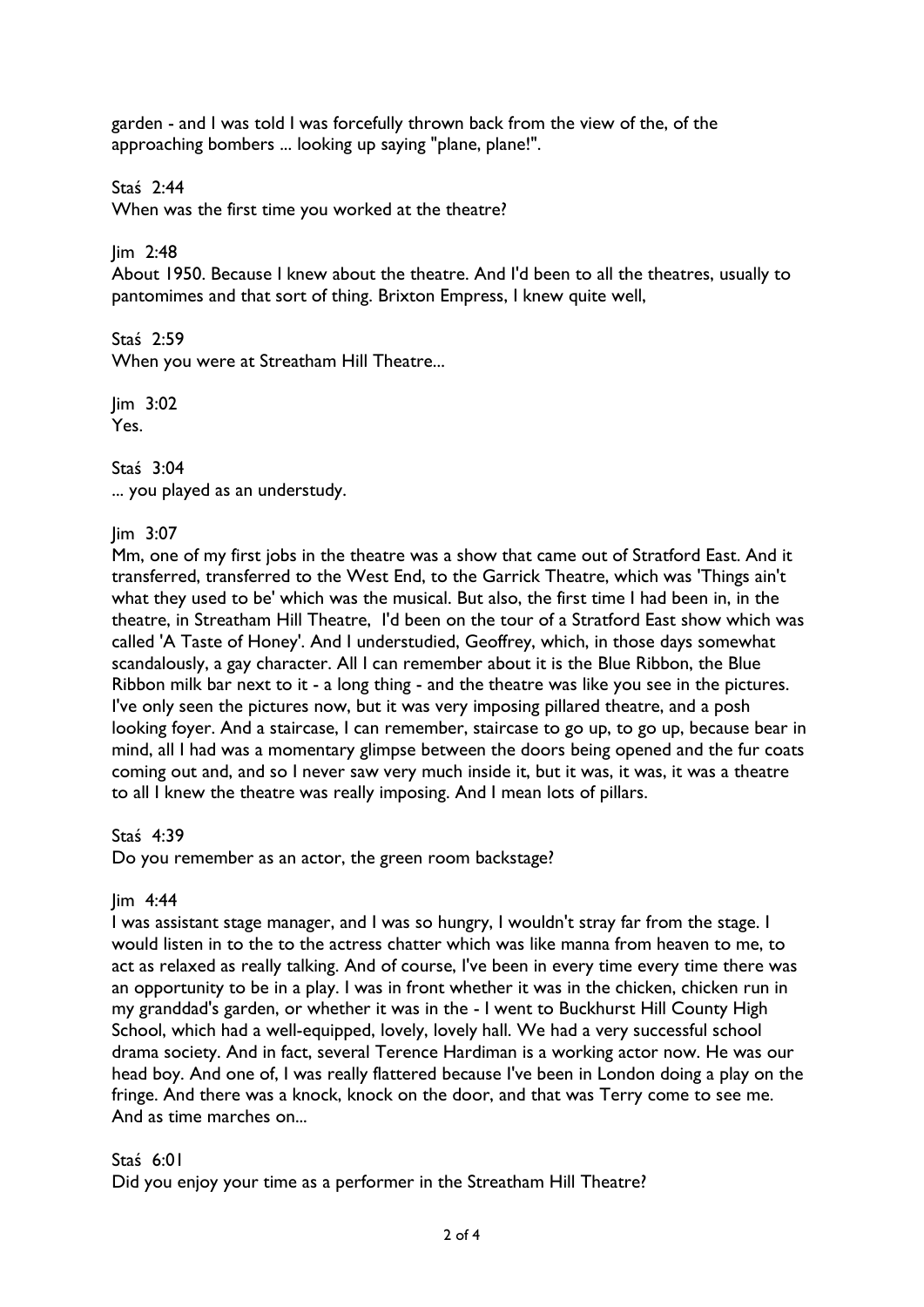garden - and I was told I was forcefully thrown back from the view of the, of the approaching bombers ... looking up saying "plane, plane!".

Staś 2:44
When was the first time you worked at the theatre?

Jim 2:48
About 1950. Because I knew about the theatre. And I'd been to all the theatres, usually to pantomimes and that sort of thing. Brixton Empress, I knew quite well,

Staś 2:59
When you were at Streatham Hill Theatre...

Jim 3:02
Yes.

Staś 3:04
... you played as an understudy.

Jim 3:07
Mm, one of my first jobs in the theatre was a show that came out of Stratford East. And it transferred, transferred to the West End, to the Garrick Theatre, which was 'Things ain't what they used to be' which was the musical. But also, the first time I had been in, in the theatre, in Streatham Hill Theatre, I'd been on the tour of a Stratford East show which was called 'A Taste of Honey'. And I understudied, Geoffrey, which, in those days somewhat scandalously, a gay character. All I can remember about it is the Blue Ribbon, the Blue Ribbon milk bar next to it - a long thing - and the theatre was like you see in the pictures. I've only seen the pictures now, but it was very imposing pillared theatre, and a posh looking foyer. And a staircase, I can remember, staircase to go up, to go up, because bear in mind, all I had was a momentary glimpse between the doors being opened and the fur coats coming out and, and so I never saw very much inside it, but it was, it was, it was a theatre to all I knew the theatre was really imposing. And I mean lots of pillars.

Staś 4:39
Do you remember as an actor, the green room backstage?

Jim 4:44
I was assistant stage manager, and I was so hungry, I wouldn't stray far from the stage. I would listen in to the to the actress chatter which was like manna from heaven to me, to act as relaxed as really talking. And of course, I've been in every time every time there was an opportunity to be in a play. I was in front whether it was in the chicken, chicken run in my granddad's garden, or whether it was in the - I went to Buckhurst Hill County High School, which had a well-equipped, lovely, lovely hall. We had a very successful school drama society. And in fact, several Terence Hardiman is a working actor now. He was our head boy. And one of, I was really flattered because I've been in London doing a play on the fringe. And there was a knock, knock on the door, and that was Terry come to see me. And as time marches on...

Staś 6:01
Did you enjoy your time as a performer in the Streatham Hill Theatre?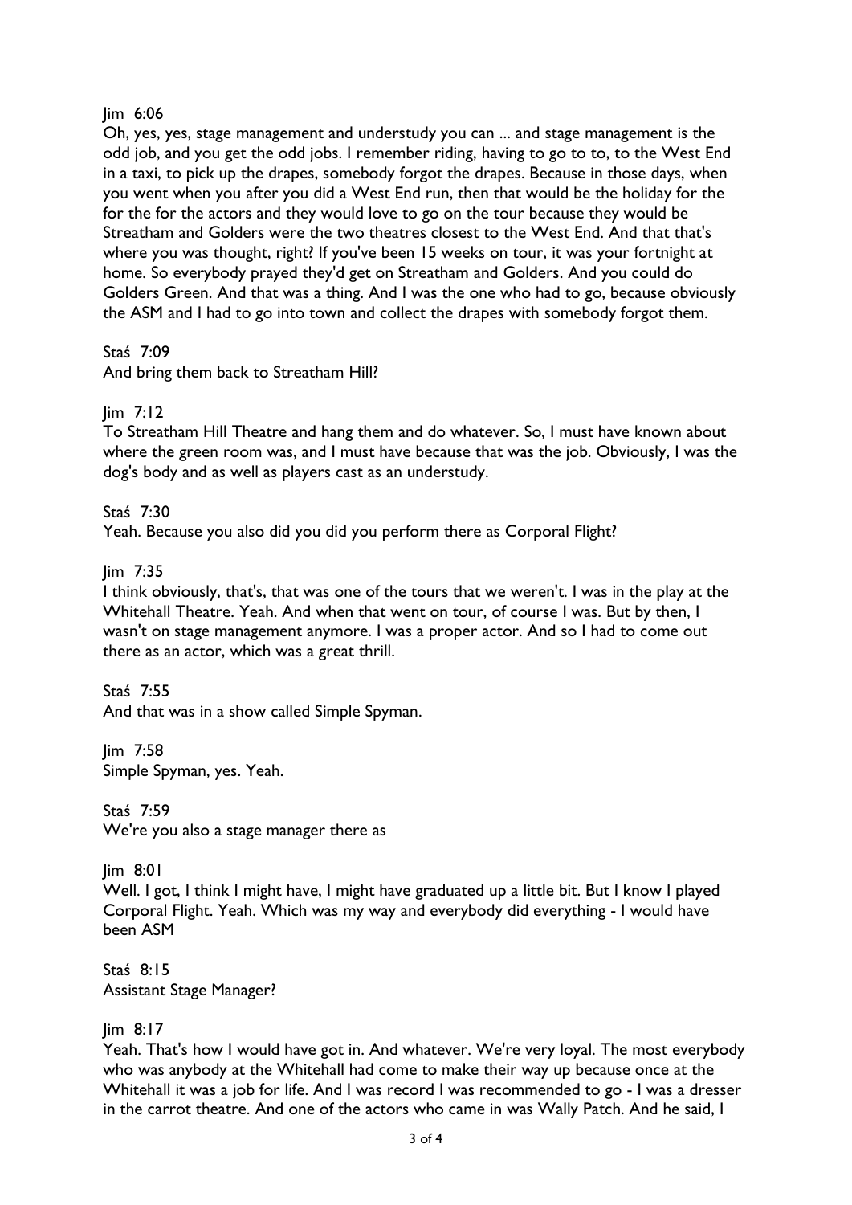Jim 6:06
Oh, yes, yes, stage management and understudy you can ... and stage management is the odd job, and you get the odd jobs. I remember riding, having to go to to, to the West End in a taxi, to pick up the drapes, somebody forgot the drapes. Because in those days, when you went when you after you did a West End run, then that would be the holiday for the for the for the actors and they would love to go on the tour because they would be Streatham and Golders were the two theatres closest to the West End. And that that's where you was thought, right? If you've been 15 weeks on tour, it was your fortnight at home. So everybody prayed they'd get on Streatham and Golders. And you could do Golders Green. And that was a thing. And I was the one who had to go, because obviously the ASM and I had to go into town and collect the drapes with somebody forgot them.

Staś 7:09
And bring them back to Streatham Hill?

Jim 7:12
To Streatham Hill Theatre and hang them and do whatever. So, I must have known about where the green room was, and I must have because that was the job. Obviously, I was the dog's body and as well as players cast as an understudy.

Staś 7:30
Yeah. Because you also did you did you perform there as Corporal Flight?

Jim 7:35
I think obviously, that's, that was one of the tours that we weren't. I was in the play at the Whitehall Theatre. Yeah. And when that went on tour, of course I was. But by then, I wasn't on stage management anymore. I was a proper actor. And so I had to come out there as an actor, which was a great thrill.

Staś 7:55
And that was in a show called Simple Spyman.

Jim 7:58
Simple Spyman, yes. Yeah.

Staś 7:59
We're you also a stage manager there as

Jim 8:01
Well. I got, I think I might have, I might have graduated up a little bit. But I know I played Corporal Flight. Yeah. Which was my way and everybody did everything - I would have been ASM

Staś 8:15
Assistant Stage Manager?

Jim 8:17
Yeah. That's how I would have got in. And whatever. We're very loyal. The most everybody who was anybody at the Whitehall had come to make their way up because once at the Whitehall it was a job for life. And I was record I was recommended to go - I was a dresser in the carrot theatre. And one of the actors who came in was Wally Patch. And he said, I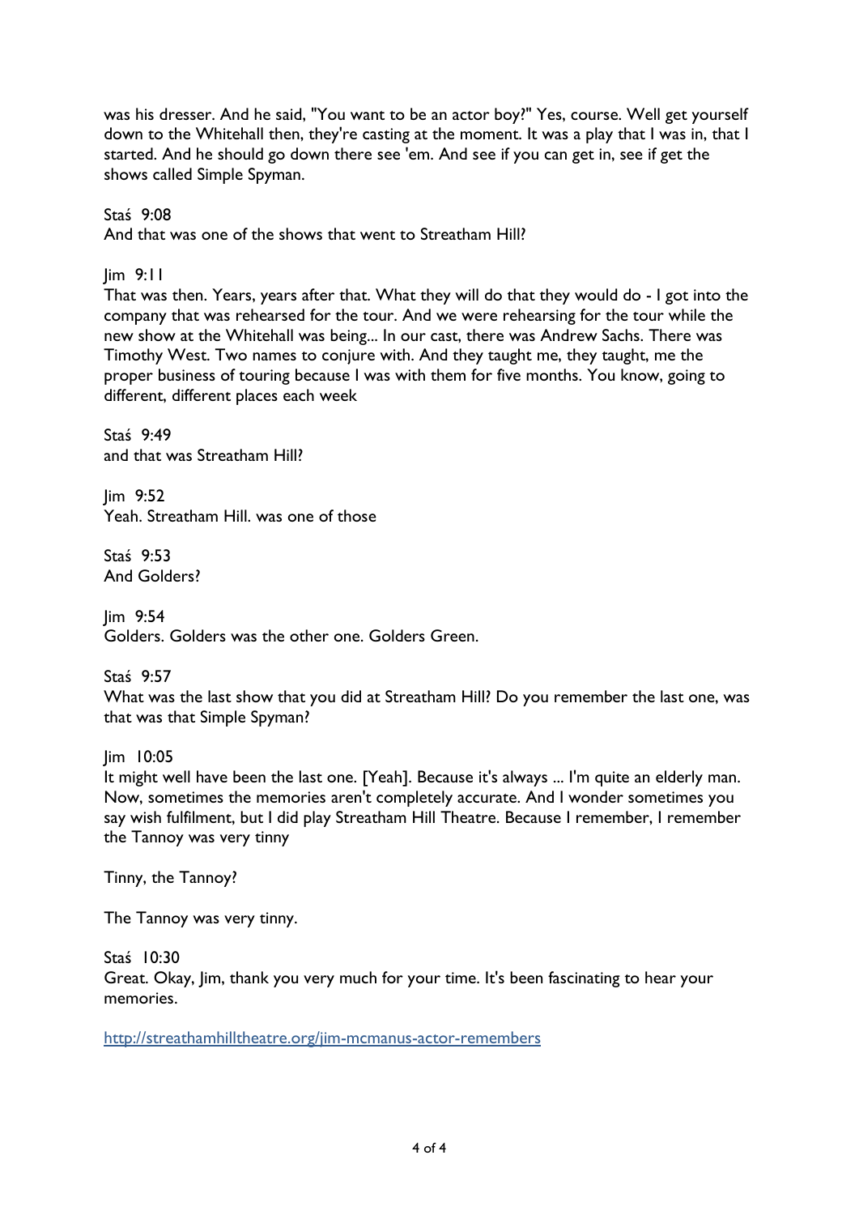was his dresser. And he said, "You want to be an actor boy?" Yes, course. Well get yourself down to the Whitehall then, they're casting at the moment. It was a play that I was in, that I started. And he should go down there see 'em. And see if you can get in, see if get the shows called Simple Spyman.

Staś 9:08
And that was one of the shows that went to Streatham Hill?

Jim 9:11
That was then. Years, years after that. What they will do that they would do - I got into the company that was rehearsed for the tour. And we were rehearsing for the tour while the new show at the Whitehall was being... In our cast, there was Andrew Sachs. There was Timothy West. Two names to conjure with. And they taught me, they taught, me the proper business of touring because I was with them for five months. You know, going to different, different places each week

Staś 9:49
and that was Streatham Hill?

Jim 9:52
Yeah. Streatham Hill. was one of those

Staś 9:53
And Golders?

Jim 9:54
Golders. Golders was the other one. Golders Green.

Staś 9:57
What was the last show that you did at Streatham Hill? Do you remember the last one, was that was that Simple Spyman?

Jim 10:05
It might well have been the last one. [Yeah]. Because it's always ... I'm quite an elderly man. Now, sometimes the memories aren't completely accurate. And I wonder sometimes you say wish fulfilment, but I did play Streatham Hill Theatre. Because I remember, I remember the Tannoy was very tinny

Tinny, the Tannoy?

The Tannoy was very tinny.

Staś 10:30
Great. Okay, Jim, thank you very much for your time. It's been fascinating to hear your memories.

[http://streathamhilltheatre.org/jim-mcmanus-actor-remembers](http://streathamhilltheatre.org/jim-mcmanus-actor-remembers)